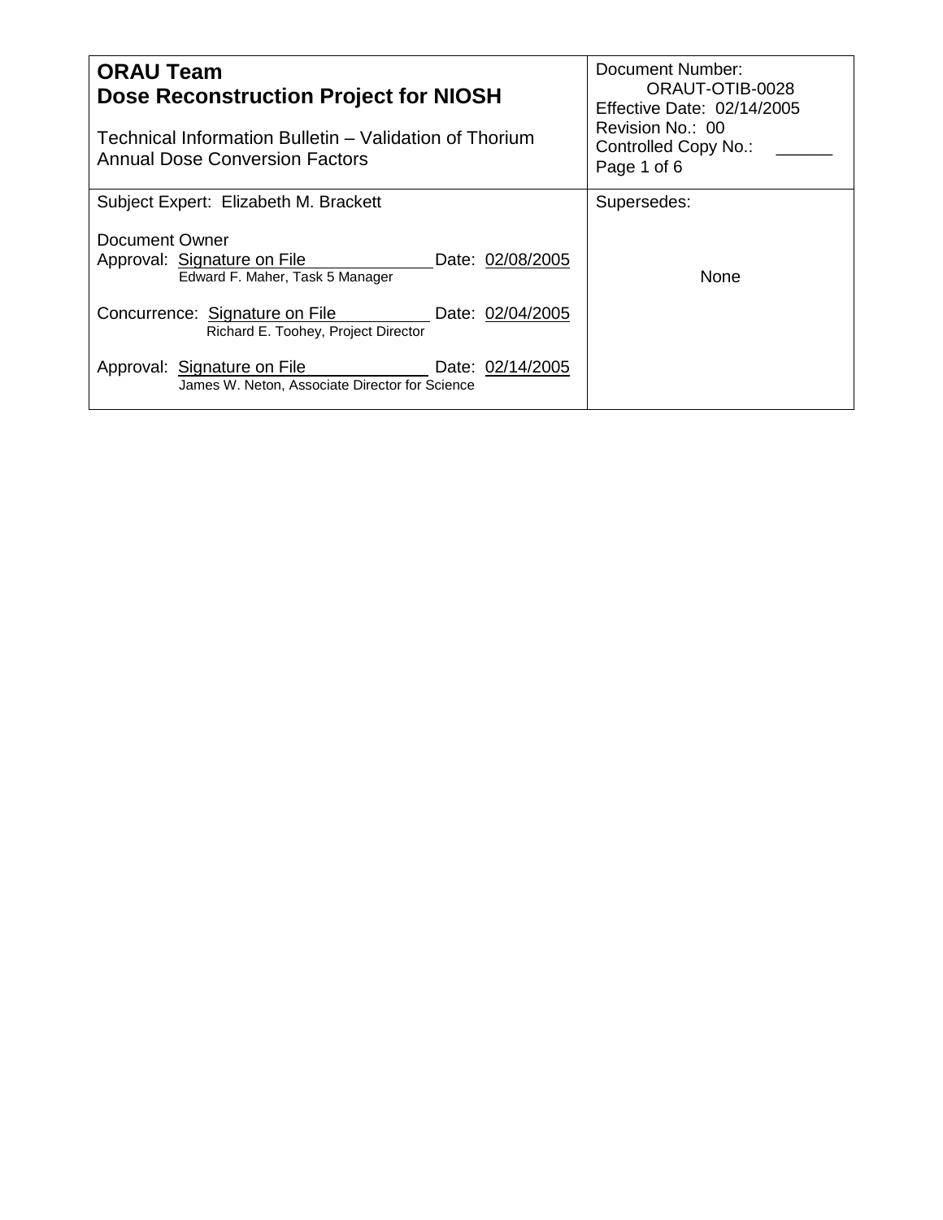| **ORAU Team**<br>**Dose Reconstruction Project for NIOSH**<br><br>Technical Information Bulletin – Validation of Thorium Annual Dose Conversion Factors | Document Number: ORAUT-OTIB-0028<br>Effective Date: 02/14/2005<br>Revision No.: 00<br>Controlled Copy No.: ______<br>Page 1 of 6 |
|---|---|
| Subject Expert: Elizabeth M. Brackett<br><br>Document Owner<br>Approval: Signature on File Date: 02/08/2005<br>Edward F. Maher, Task 5 Manager<br><br>Concurrence: Signature on File Date: 02/04/2005<br>Richard E. Toohey, Project Director<br><br>Approval: Signature on File Date: 02/14/2005<br>James W. Neton, Associate Director for Science | Supersedes:<br><br>None |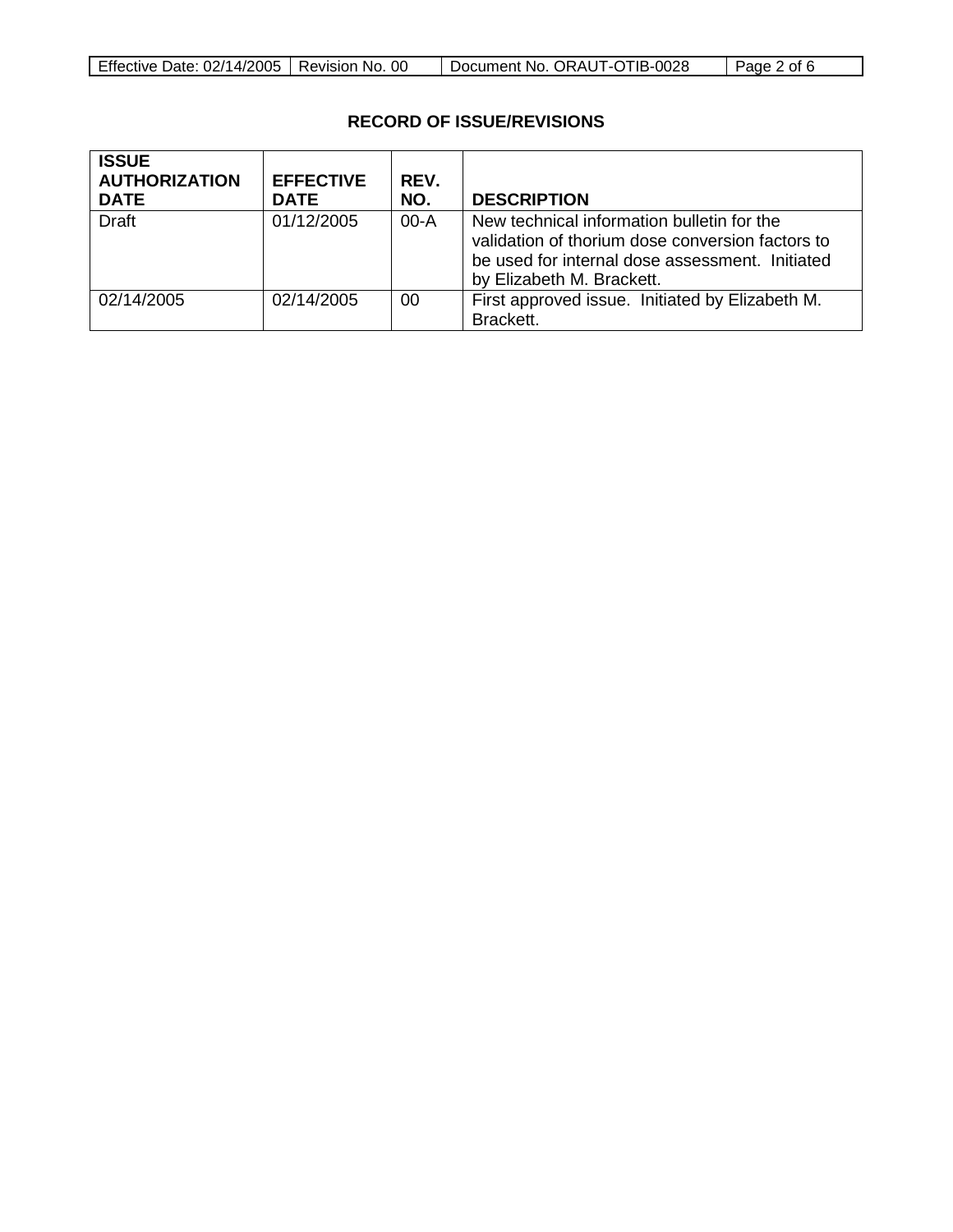## RECORD OF ISSUE/REVISIONS

| ISSUE AUTHORIZATION DATE | EFFECTIVE DATE | REV. NO. | DESCRIPTION |
|---|---|---|---|
| Draft | 01/12/2005 | 00-A | New technical information bulletin for the validation of thorium dose conversion factors to be used for internal dose assessment. Initiated by Elizabeth M. Brackett. |
| 02/14/2005 | 02/14/2005 | 00 | First approved issue. Initiated by Elizabeth M. Brackett. |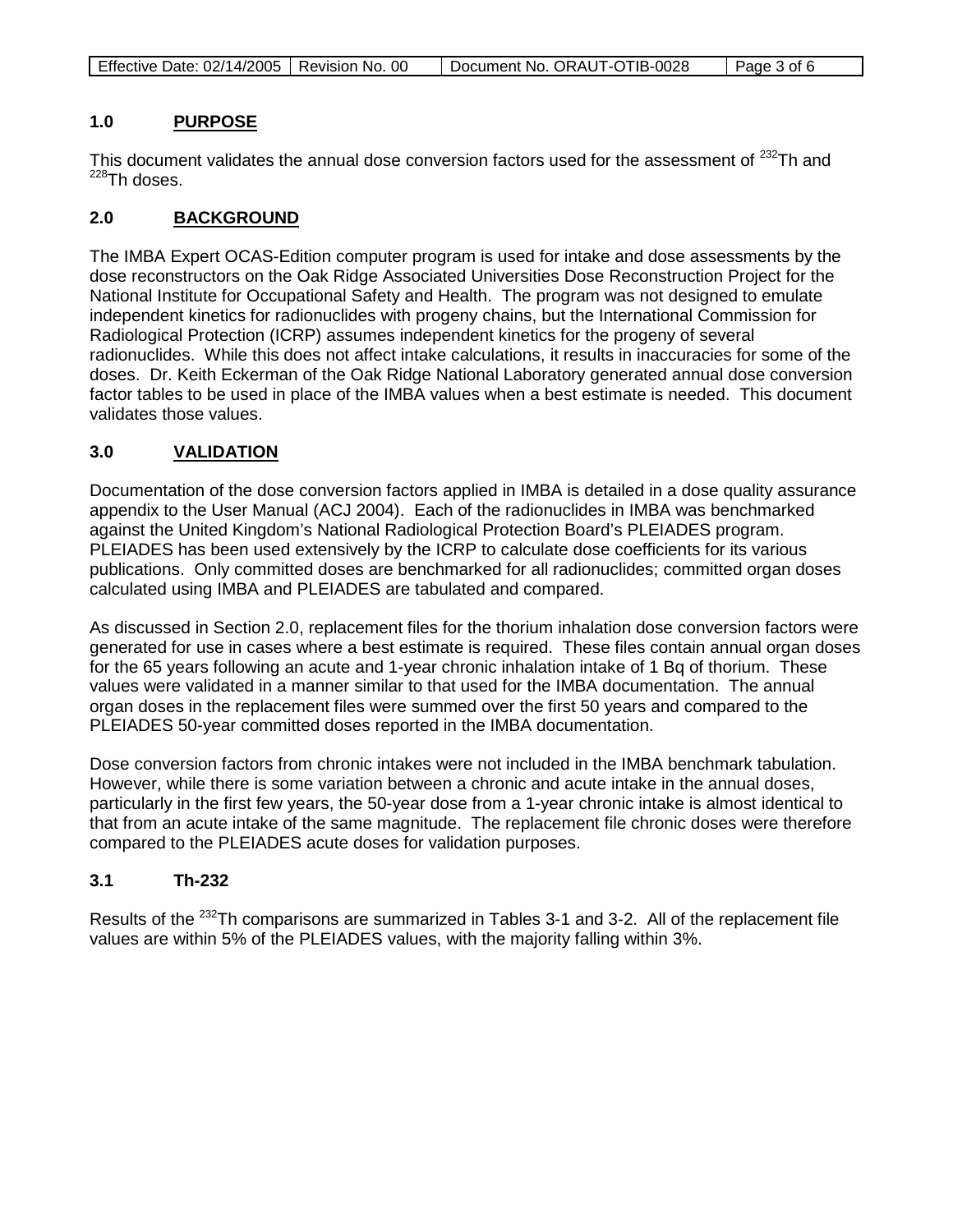## 1.0 PURPOSE

This document validates the annual dose conversion factors used for the assessment of $^{232}$Th and $^{228}$Th doses.

## 2.0 BACKGROUND

The IMBA Expert OCAS-Edition computer program is used for intake and dose assessments by the dose reconstructors on the Oak Ridge Associated Universities Dose Reconstruction Project for the National Institute for Occupational Safety and Health. The program was not designed to emulate independent kinetics for radionuclides with progeny chains, but the International Commission for Radiological Protection (ICRP) assumes independent kinetics for the progeny of several radionuclides. While this does not affect intake calculations, it results in inaccuracies for some of the doses. Dr. Keith Eckerman of the Oak Ridge National Laboratory generated annual dose conversion factor tables to be used in place of the IMBA values when a best estimate is needed. This document validates those values.

## 3.0 VALIDATION

Documentation of the dose conversion factors applied in IMBA is detailed in a dose quality assurance appendix to the User Manual (ACJ 2004). Each of the radionuclides in IMBA was benchmarked against the United Kingdom's National Radiological Protection Board's PLEIADES program. PLEIADES has been used extensively by the ICRP to calculate dose coefficients for its various publications. Only committed doses are benchmarked for all radionuclides; committed organ doses calculated using IMBA and PLEIADES are tabulated and compared.

As discussed in Section 2.0, replacement files for the thorium inhalation dose conversion factors were generated for use in cases where a best estimate is required. These files contain annual organ doses for the 65 years following an acute and 1-year chronic inhalation intake of 1 Bq of thorium. These values were validated in a manner similar to that used for the IMBA documentation. The annual organ doses in the replacement files were summed over the first 50 years and compared to the PLEIADES 50-year committed doses reported in the IMBA documentation.

Dose conversion factors from chronic intakes were not included in the IMBA benchmark tabulation. However, while there is some variation between a chronic and acute intake in the annual doses, particularly in the first few years, the 50-year dose from a 1-year chronic intake is almost identical to that from an acute intake of the same magnitude. The replacement file chronic doses were therefore compared to the PLEIADES acute doses for validation purposes.

### 3.1 Th-232

Results of the $^{232}$Th comparisons are summarized in Tables 3-1 and 3-2. All of the replacement file values are within 5% of the PLEIADES values, with the majority falling within 3%.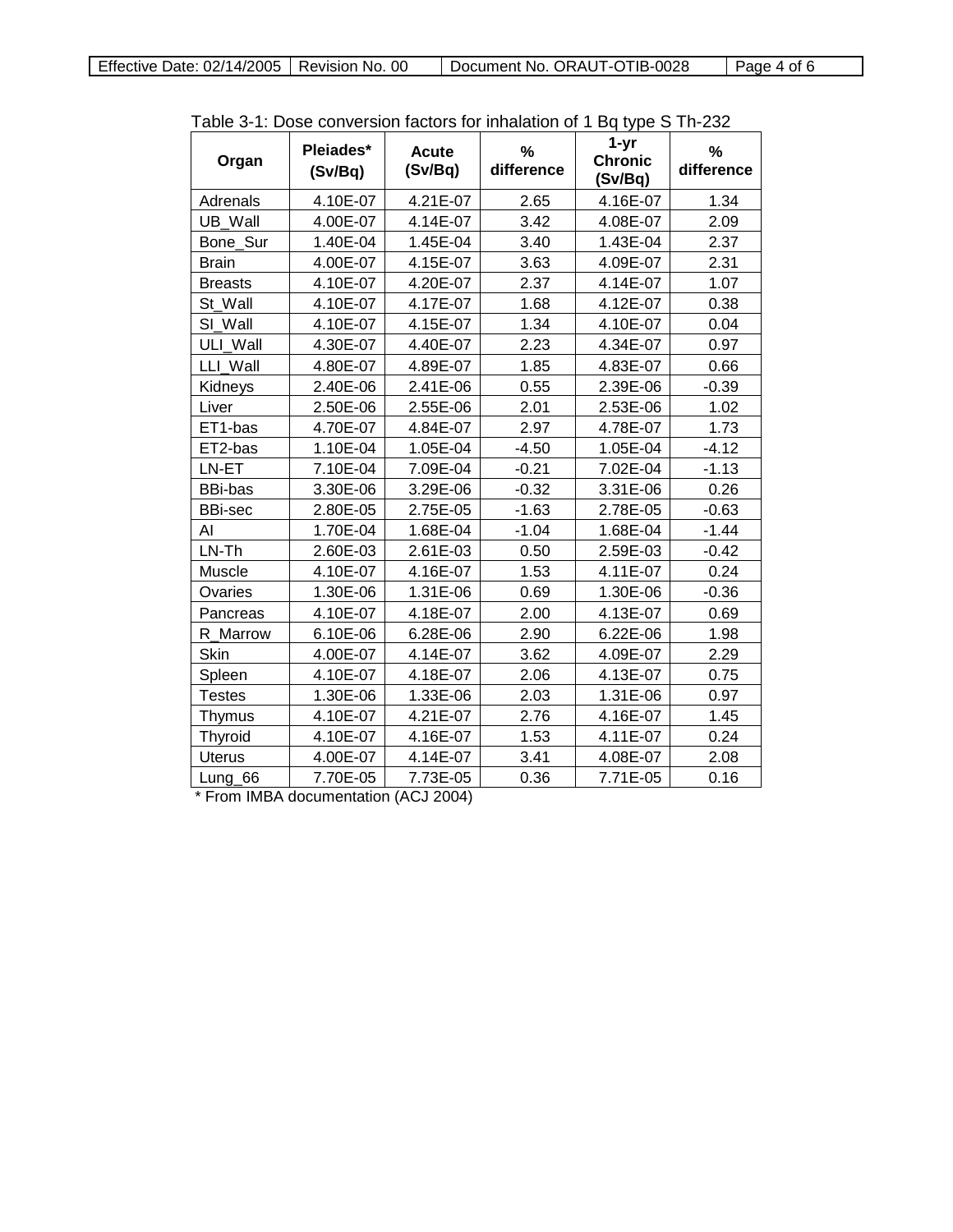Table 3-1: Dose conversion factors for inhalation of 1 Bq type S Th-232

| Organ | Pleiades* (Sv/Bq) | Acute (Sv/Bq) | % difference | 1-yr Chronic (Sv/Bq) | % difference |
|---|---|---|---|---|---|
| Adrenals | 4.10E-07 | 4.21E-07 | 2.65 | 4.16E-07 | 1.34 |
| UB_Wall | 4.00E-07 | 4.14E-07 | 3.42 | 4.08E-07 | 2.09 |
| Bone_Sur | 1.40E-04 | 1.45E-04 | 3.40 | 1.43E-04 | 2.37 |
| Brain | 4.00E-07 | 4.15E-07 | 3.63 | 4.09E-07 | 2.31 |
| Breasts | 4.10E-07 | 4.20E-07 | 2.37 | 4.14E-07 | 1.07 |
| St_Wall | 4.10E-07 | 4.17E-07 | 1.68 | 4.12E-07 | 0.38 |
| SI_Wall | 4.10E-07 | 4.15E-07 | 1.34 | 4.10E-07 | 0.04 |
| ULI_Wall | 4.30E-07 | 4.40E-07 | 2.23 | 4.34E-07 | 0.97 |
| LLI_Wall | 4.80E-07 | 4.89E-07 | 1.85 | 4.83E-07 | 0.66 |
| Kidneys | 2.40E-06 | 2.41E-06 | 0.55 | 2.39E-06 | -0.39 |
| Liver | 2.50E-06 | 2.55E-06 | 2.01 | 2.53E-06 | 1.02 |
| ET1-bas | 4.70E-07 | 4.84E-07 | 2.97 | 4.78E-07 | 1.73 |
| ET2-bas | 1.10E-04 | 1.05E-04 | -4.50 | 1.05E-04 | -4.12 |
| LN-ET | 7.10E-04 | 7.09E-04 | -0.21 | 7.02E-04 | -1.13 |
| BBi-bas | 3.30E-06 | 3.29E-06 | -0.32 | 3.31E-06 | 0.26 |
| BBi-sec | 2.80E-05 | 2.75E-05 | -1.63 | 2.78E-05 | -0.63 |
| AI | 1.70E-04 | 1.68E-04 | -1.04 | 1.68E-04 | -1.44 |
| LN-Th | 2.60E-03 | 2.61E-03 | 0.50 | 2.59E-03 | -0.42 |
| Muscle | 4.10E-07 | 4.16E-07 | 1.53 | 4.11E-07 | 0.24 |
| Ovaries | 1.30E-06 | 1.31E-06 | 0.69 | 1.30E-06 | -0.36 |
| Pancreas | 4.10E-07 | 4.18E-07 | 2.00 | 4.13E-07 | 0.69 |
| R_Marrow | 6.10E-06 | 6.28E-06 | 2.90 | 6.22E-06 | 1.98 |
| Skin | 4.00E-07 | 4.14E-07 | 3.62 | 4.09E-07 | 2.29 |
| Spleen | 4.10E-07 | 4.18E-07 | 2.06 | 4.13E-07 | 0.75 |
| Testes | 1.30E-06 | 1.33E-06 | 2.03 | 1.31E-06 | 0.97 |
| Thymus | 4.10E-07 | 4.21E-07 | 2.76 | 4.16E-07 | 1.45 |
| Thyroid | 4.10E-07 | 4.16E-07 | 1.53 | 4.11E-07 | 0.24 |
| Uterus | 4.00E-07 | 4.14E-07 | 3.41 | 4.08E-07 | 2.08 |
| Lung_66 | 7.70E-05 | 7.73E-05 | 0.36 | 7.71E-05 | 0.16 |

* From IMBA documentation (ACJ 2004)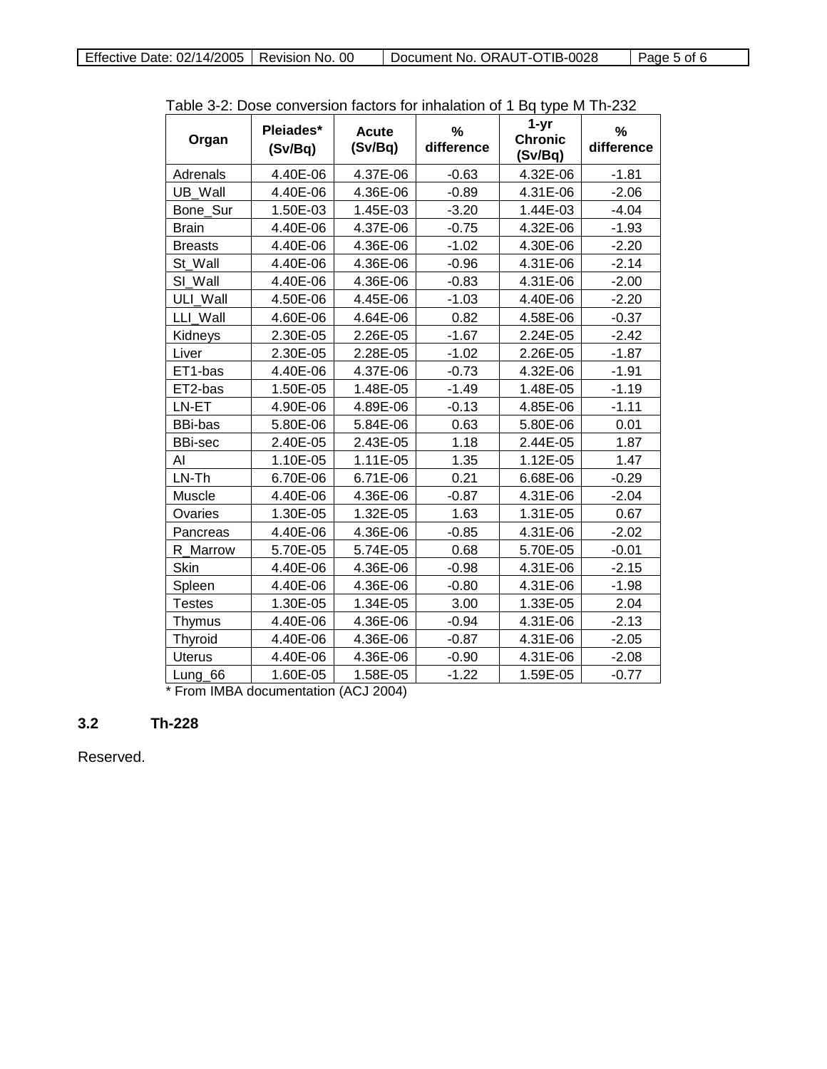Table 3-2: Dose conversion factors for inhalation of 1 Bq type M Th-232

| Organ | Pleiades* (Sv/Bq) | Acute (Sv/Bq) | % difference | 1-yr Chronic (Sv/Bq) | % difference |
|---|---|---|---|---|---|
| Adrenals | 4.40E-06 | 4.37E-06 | -0.63 | 4.32E-06 | -1.81 |
| UB_Wall | 4.40E-06 | 4.36E-06 | -0.89 | 4.31E-06 | -2.06 |
| Bone_Sur | 1.50E-03 | 1.45E-03 | -3.20 | 1.44E-03 | -4.04 |
| Brain | 4.40E-06 | 4.37E-06 | -0.75 | 4.32E-06 | -1.93 |
| Breasts | 4.40E-06 | 4.36E-06 | -1.02 | 4.30E-06 | -2.20 |
| St_Wall | 4.40E-06 | 4.36E-06 | -0.96 | 4.31E-06 | -2.14 |
| SI_Wall | 4.40E-06 | 4.36E-06 | -0.83 | 4.31E-06 | -2.00 |
| ULI_Wall | 4.50E-06 | 4.45E-06 | -1.03 | 4.40E-06 | -2.20 |
| LLI_Wall | 4.60E-06 | 4.64E-06 | 0.82 | 4.58E-06 | -0.37 |
| Kidneys | 2.30E-05 | 2.26E-05 | -1.67 | 2.24E-05 | -2.42 |
| Liver | 2.30E-05 | 2.28E-05 | -1.02 | 2.26E-05 | -1.87 |
| ET1-bas | 4.40E-06 | 4.37E-06 | -0.73 | 4.32E-06 | -1.91 |
| ET2-bas | 1.50E-05 | 1.48E-05 | -1.49 | 1.48E-05 | -1.19 |
| LN-ET | 4.90E-06 | 4.89E-06 | -0.13 | 4.85E-06 | -1.11 |
| BBi-bas | 5.80E-06 | 5.84E-06 | 0.63 | 5.80E-06 | 0.01 |
| BBi-sec | 2.40E-05 | 2.43E-05 | 1.18 | 2.44E-05 | 1.87 |
| AI | 1.10E-05 | 1.11E-05 | 1.35 | 1.12E-05 | 1.47 |
| LN-Th | 6.70E-06 | 6.71E-06 | 0.21 | 6.68E-06 | -0.29 |
| Muscle | 4.40E-06 | 4.36E-06 | -0.87 | 4.31E-06 | -2.04 |
| Ovaries | 1.30E-05 | 1.32E-05 | 1.63 | 1.31E-05 | 0.67 |
| Pancreas | 4.40E-06 | 4.36E-06 | -0.85 | 4.31E-06 | -2.02 |
| R_Marrow | 5.70E-05 | 5.74E-05 | 0.68 | 5.70E-05 | -0.01 |
| Skin | 4.40E-06 | 4.36E-06 | -0.98 | 4.31E-06 | -2.15 |
| Spleen | 4.40E-06 | 4.36E-06 | -0.80 | 4.31E-06 | -1.98 |
| Testes | 1.30E-05 | 1.34E-05 | 3.00 | 1.33E-05 | 2.04 |
| Thymus | 4.40E-06 | 4.36E-06 | -0.94 | 4.31E-06 | -2.13 |
| Thyroid | 4.40E-06 | 4.36E-06 | -0.87 | 4.31E-06 | -2.05 |
| Uterus | 4.40E-06 | 4.36E-06 | -0.90 | 4.31E-06 | -2.08 |
| Lung_66 | 1.60E-05 | 1.58E-05 | -1.22 | 1.59E-05 | -0.77 |

\* From IMBA documentation (ACJ 2004)

## 3.2 Th-228

Reserved.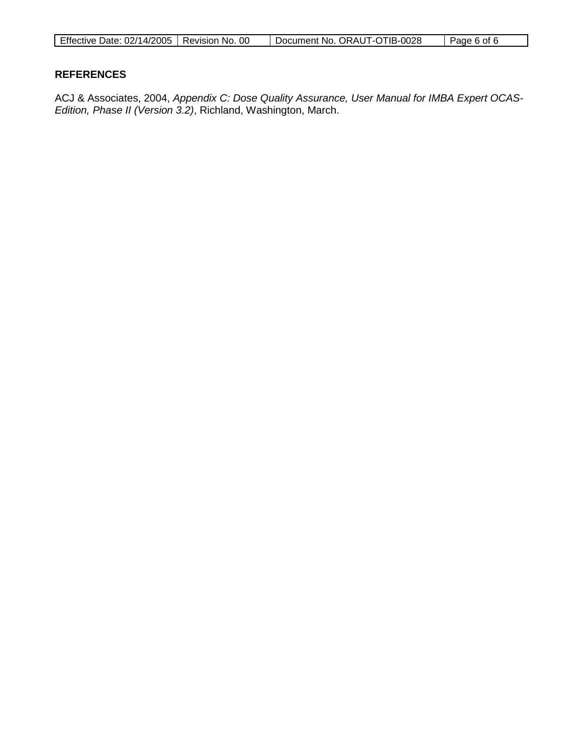## REFERENCES

ACJ & Associates, 2004, *Appendix C: Dose Quality Assurance, User Manual for IMBA Expert OCAS-Edition, Phase II (Version 3.2)*, Richland, Washington, March.